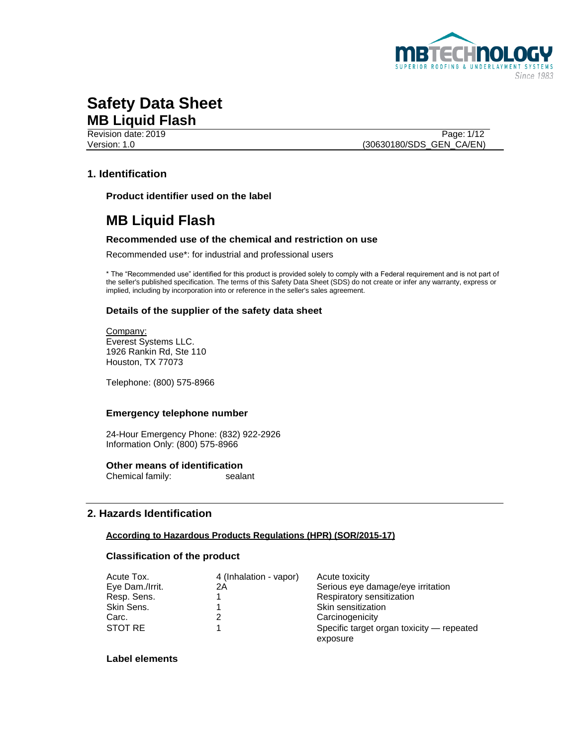# Safety Data Sheet
## MB Liquid Flash

Revision date: 2019
Version: 1.0

(30630180/SDS_GEN_CA/EN)

## 1. Identification

### Product identifier used on the label

# MB Liquid Flash

### Recommended use of the chemical and restriction on use

Recommended use*: for industrial and professional users

* The "Recommended use" identified for this product is provided solely to comply with a Federal requirement and is not part of the seller's published specification. The terms of this Safety Data Sheet (SDS) do not create or infer any warranty, express or implied, including by incorporation into or reference in the seller's sales agreement.

### Details of the supplier of the safety data sheet

<u>Company:</u>
Everest Systems LLC.
1926 Rankin Rd, Ste 110
Houston, TX 77073

Telephone: (800) 575-8966

### Emergency telephone number

24-Hour Emergency Phone: (832) 922-2926
Information Only: (800) 575-8966

### Other means of identification

Chemical family: sealant

## 2. Hazards Identification

**<u>According to Hazardous Products Regulations (HPR) (SOR/2015-17)</u>**

### Classification of the product

| | | |
|---|---|---|
| Acute Tox. | 4 (Inhalation - vapor) | Acute toxicity |
| Eye Dam./Irrit. | 2A | Serious eye damage/eye irritation |
| Resp. Sens. | 1 | Respiratory sensitization |
| Skin Sens. | 1 | Skin sensitization |
| Carc. | 2 | Carcinogenicity |
| STOT RE | 1 | Specific target organ toxicity — repeated exposure |

### Label elements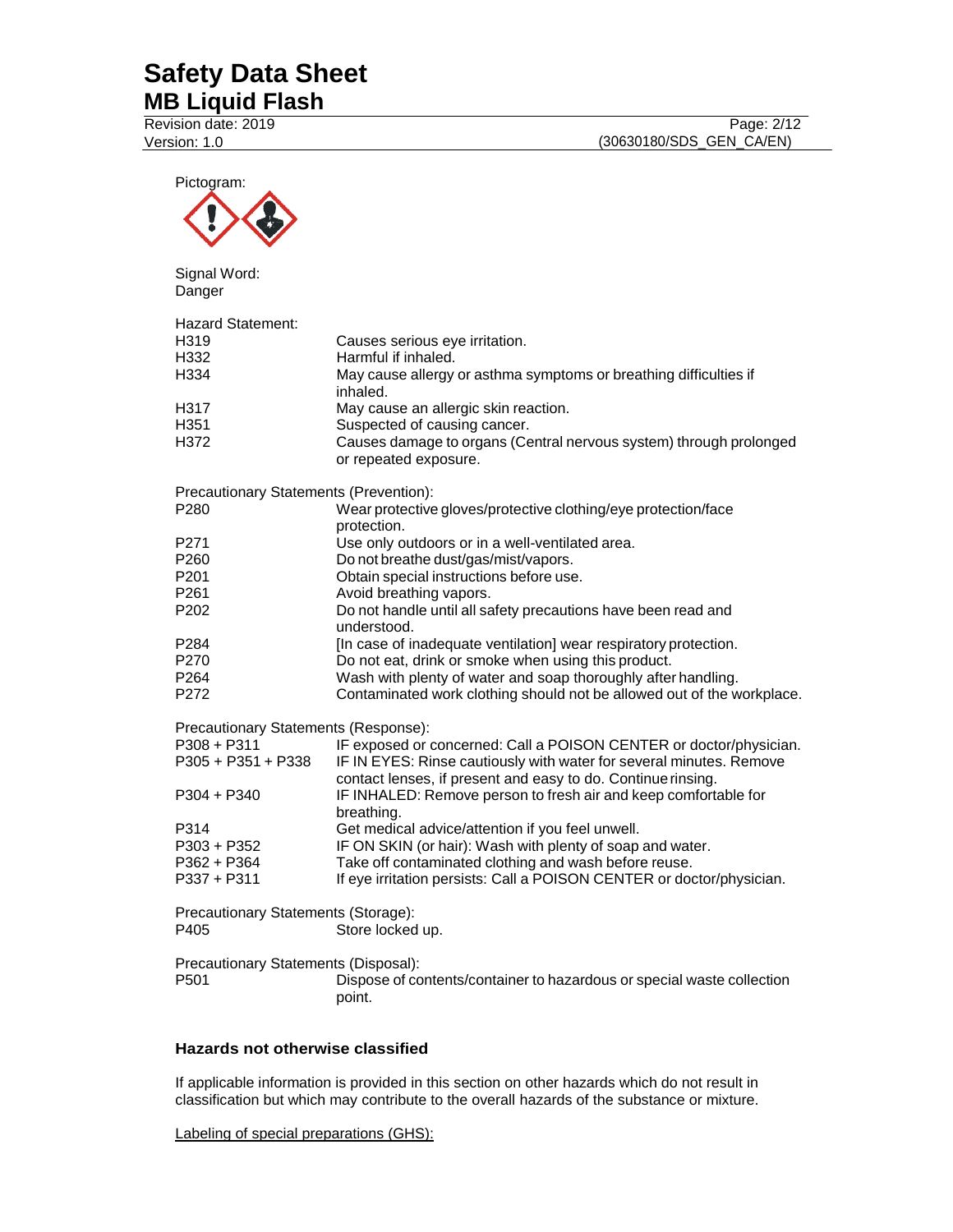Pictogram:

Signal Word:
Danger

Hazard Statement:

| | |
|---|---|
| H319 | Causes serious eye irritation. |
| H332 | Harmful if inhaled. |
| H334 | May cause allergy or asthma symptoms or breathing difficulties if inhaled. |
| H317 | May cause an allergic skin reaction. |
| H351 | Suspected of causing cancer. |
| H372 | Causes damage to organs (Central nervous system) through prolonged or repeated exposure. |

Precautionary Statements (Prevention):

| | |
|---|---|
| P280 | Wear protective gloves/protective clothing/eye protection/face protection. |
| P271 | Use only outdoors or in a well-ventilated area. |
| P260 | Do not breathe dust/gas/mist/vapors. |
| P201 | Obtain special instructions before use. |
| P261 | Avoid breathing vapors. |
| P202 | Do not handle until all safety precautions have been read and understood. |
| P284 | [In case of inadequate ventilation] wear respiratory protection. |
| P270 | Do not eat, drink or smoke when using this product. |
| P264 | Wash with plenty of water and soap thoroughly after handling. |
| P272 | Contaminated work clothing should not be allowed out of the workplace. |

Precautionary Statements (Response):

| | |
|---|---|
| P308 + P311 | IF exposed or concerned: Call a POISON CENTER or doctor/physician. |
| P305 + P351 + P338 | IF IN EYES: Rinse cautiously with water for several minutes. Remove contact lenses, if present and easy to do. Continue rinsing. |
| P304 + P340 | IF INHALED: Remove person to fresh air and keep comfortable for breathing. |
| P314 | Get medical advice/attention if you feel unwell. |
| P303 + P352 | IF ON SKIN (or hair): Wash with plenty of soap and water. |
| P362 + P364 | Take off contaminated clothing and wash before reuse. |
| P337 + P311 | If eye irritation persists: Call a POISON CENTER or doctor/physician. |

Precautionary Statements (Storage):

| | |
|---|---|
| P405 | Store locked up. |

Precautionary Statements (Disposal):

| | |
|---|---|
| P501 | Dispose of contents/container to hazardous or special waste collection point. |

### Hazards not otherwise classified

If applicable information is provided in this section on other hazards which do not result in classification but which may contribute to the overall hazards of the substance or mixture.

<u>Labeling of special preparations (GHS):</u>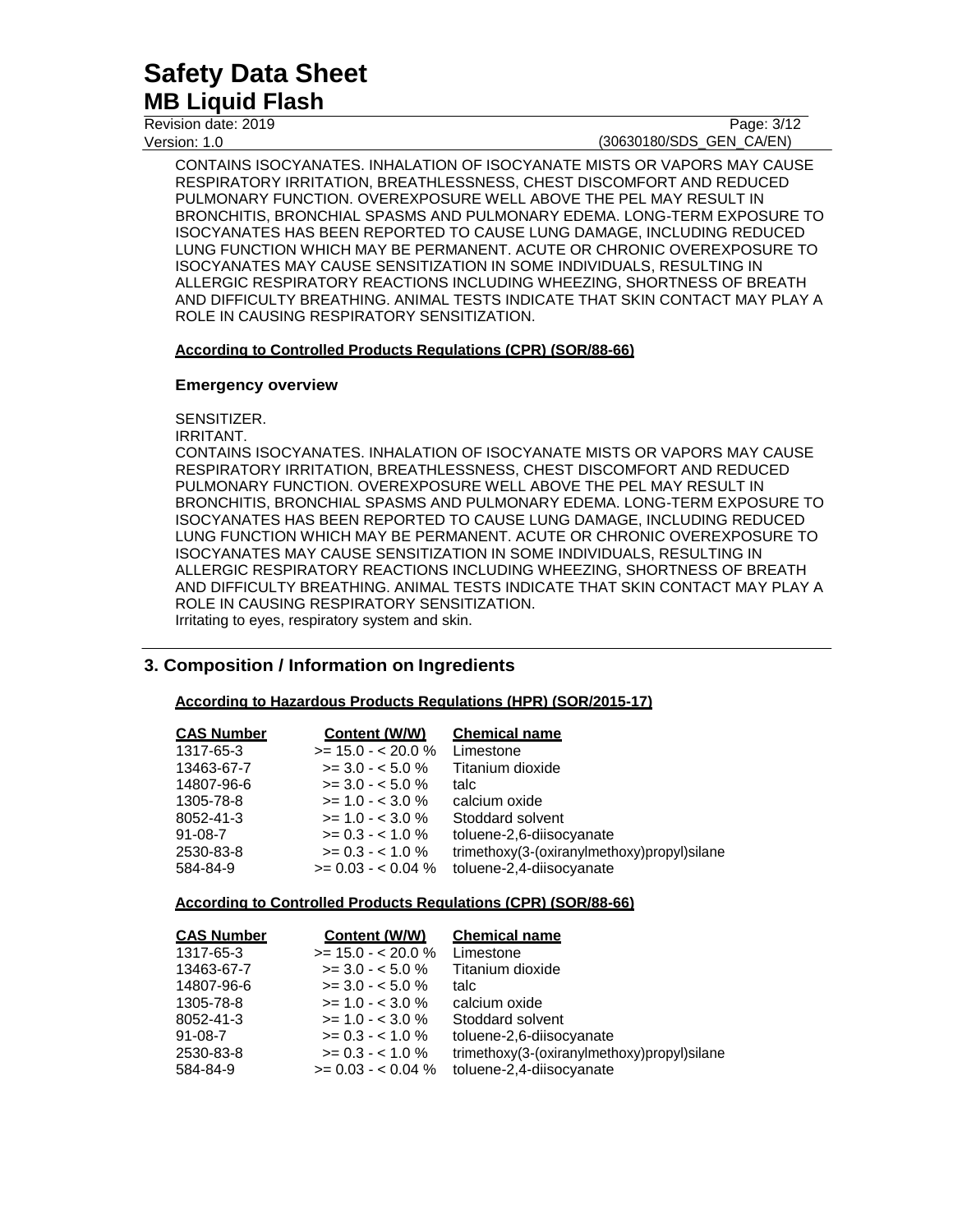CONTAINS ISOCYANATES. INHALATION OF ISOCYANATE MISTS OR VAPORS MAY CAUSE RESPIRATORY IRRITATION, BREATHLESSNESS, CHEST DISCOMFORT AND REDUCED PULMONARY FUNCTION. OVEREXPOSURE WELL ABOVE THE PEL MAY RESULT IN BRONCHITIS, BRONCHIAL SPASMS AND PULMONARY EDEMA. LONG-TERM EXPOSURE TO ISOCYANATES HAS BEEN REPORTED TO CAUSE LUNG DAMAGE, INCLUDING REDUCED LUNG FUNCTION WHICH MAY BE PERMANENT. ACUTE OR CHRONIC OVEREXPOSURE TO ISOCYANATES MAY CAUSE SENSITIZATION IN SOME INDIVIDUALS, RESULTING IN ALLERGIC RESPIRATORY REACTIONS INCLUDING WHEEZING, SHORTNESS OF BREATH AND DIFFICULTY BREATHING. ANIMAL TESTS INDICATE THAT SKIN CONTACT MAY PLAY A ROLE IN CAUSING RESPIRATORY SENSITIZATION.

**According to Controlled Products Regulations (CPR) (SOR/88-66)**

**Emergency overview**

SENSITIZER.
IRRITANT.
CONTAINS ISOCYANATES. INHALATION OF ISOCYANATE MISTS OR VAPORS MAY CAUSE RESPIRATORY IRRITATION, BREATHLESSNESS, CHEST DISCOMFORT AND REDUCED PULMONARY FUNCTION. OVEREXPOSURE WELL ABOVE THE PEL MAY RESULT IN BRONCHITIS, BRONCHIAL SPASMS AND PULMONARY EDEMA. LONG-TERM EXPOSURE TO ISOCYANATES HAS BEEN REPORTED TO CAUSE LUNG DAMAGE, INCLUDING REDUCED LUNG FUNCTION WHICH MAY BE PERMANENT. ACUTE OR CHRONIC OVEREXPOSURE TO ISOCYANATES MAY CAUSE SENSITIZATION IN SOME INDIVIDUALS, RESULTING IN ALLERGIC RESPIRATORY REACTIONS INCLUDING WHEEZING, SHORTNESS OF BREATH AND DIFFICULTY BREATHING. ANIMAL TESTS INDICATE THAT SKIN CONTACT MAY PLAY A ROLE IN CAUSING RESPIRATORY SENSITIZATION.
Irritating to eyes, respiratory system and skin.

## 3. Composition / Information on Ingredients

**According to Hazardous Products Regulations (HPR) (SOR/2015-17)**

| CAS Number | Content (W/W) | Chemical name |
|---|---|---|
| 1317-65-3 | >= 15.0 - < 20.0 % | Limestone |
| 13463-67-7 | >= 3.0 - < 5.0 % | Titanium dioxide |
| 14807-96-6 | >= 3.0 - < 5.0 % | talc |
| 1305-78-8 | >= 1.0 - < 3.0 % | calcium oxide |
| 8052-41-3 | >= 1.0 - < 3.0 % | Stoddard solvent |
| 91-08-7 | >= 0.3 - < 1.0 % | toluene-2,6-diisocyanate |
| 2530-83-8 | >= 0.3 - < 1.0 % | trimethoxy(3-(oxiranylmethoxy)propyl)silane |
| 584-84-9 | >= 0.03 - < 0.04 % | toluene-2,4-diisocyanate |

**According to Controlled Products Regulations (CPR) (SOR/88-66)**

| CAS Number | Content (W/W) | Chemical name |
|---|---|---|
| 1317-65-3 | >= 15.0 - < 20.0 % | Limestone |
| 13463-67-7 | >= 3.0 - < 5.0 % | Titanium dioxide |
| 14807-96-6 | >= 3.0 - < 5.0 % | talc |
| 1305-78-8 | >= 1.0 - < 3.0 % | calcium oxide |
| 8052-41-3 | >= 1.0 - < 3.0 % | Stoddard solvent |
| 91-08-7 | >= 0.3 - < 1.0 % | toluene-2,6-diisocyanate |
| 2530-83-8 | >= 0.3 - < 1.0 % | trimethoxy(3-(oxiranylmethoxy)propyl)silane |
| 584-84-9 | >= 0.03 - < 0.04 % | toluene-2,4-diisocyanate |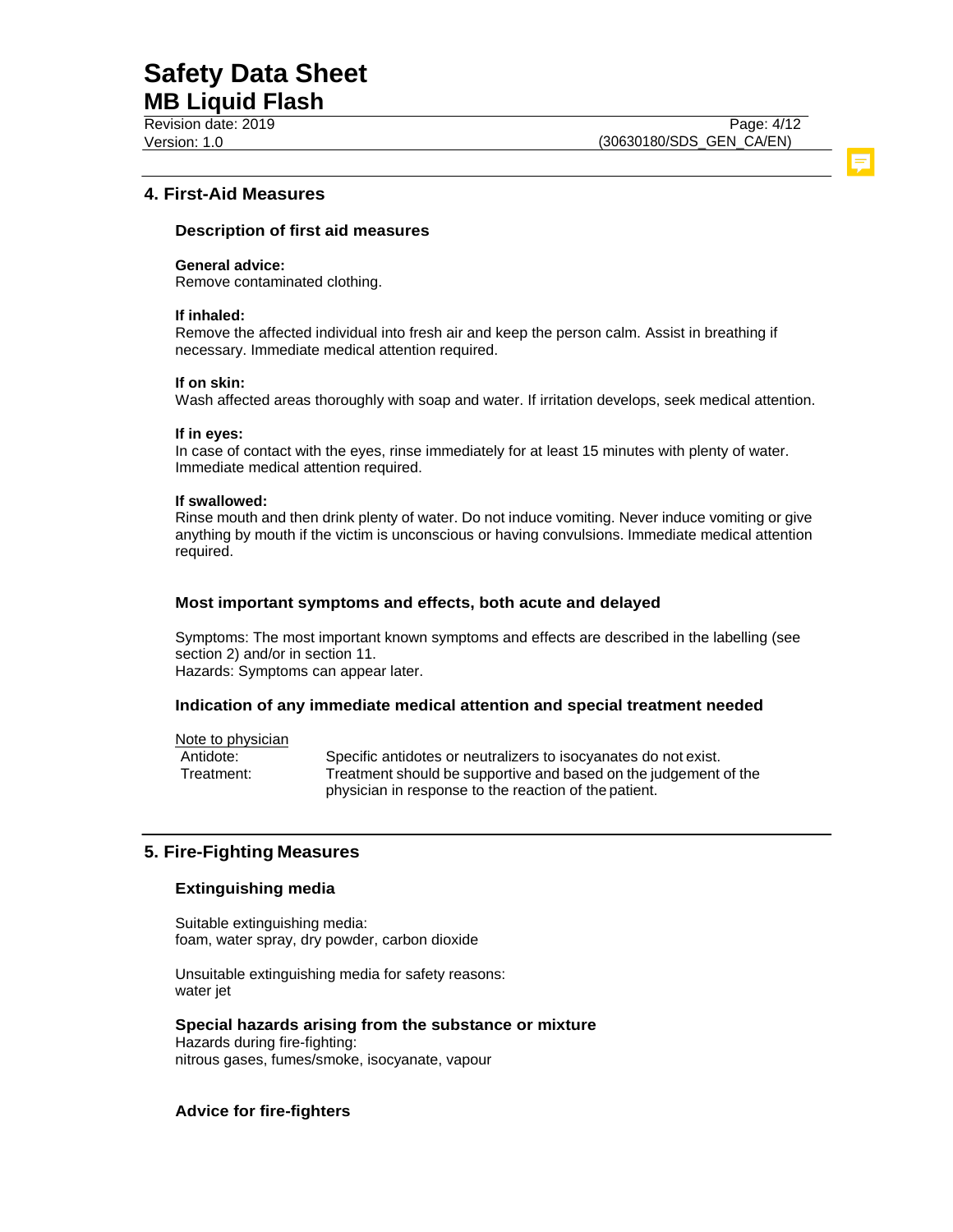## 4. First-Aid Measures

### Description of first aid measures

**General advice:**
Remove contaminated clothing.

**If inhaled:**
Remove the affected individual into fresh air and keep the person calm. Assist in breathing if necessary. Immediate medical attention required.

**If on skin:**
Wash affected areas thoroughly with soap and water. If irritation develops, seek medical attention.

**If in eyes:**
In case of contact with the eyes, rinse immediately for at least 15 minutes with plenty of water. Immediate medical attention required.

**If swallowed:**
Rinse mouth and then drink plenty of water. Do not induce vomiting. Never induce vomiting or give anything by mouth if the victim is unconscious or having convulsions. Immediate medical attention required.

### Most important symptoms and effects, both acute and delayed

Symptoms: The most important known symptoms and effects are described in the labelling (see section 2) and/or in section 11.
Hazards: Symptoms can appear later.

### Indication of any immediate medical attention and special treatment needed

Note to physician

Antidote: Specific antidotes or neutralizers to isocyanates do not exist.

Treatment: Treatment should be supportive and based on the judgement of the physician in response to the reaction of the patient.

## 5. Fire-Fighting Measures

### Extinguishing media

Suitable extinguishing media:
foam, water spray, dry powder, carbon dioxide

Unsuitable extinguishing media for safety reasons:
water jet

### Special hazards arising from the substance or mixture

Hazards during fire-fighting:
nitrous gases, fumes/smoke, isocyanate, vapour

### Advice for fire-fighters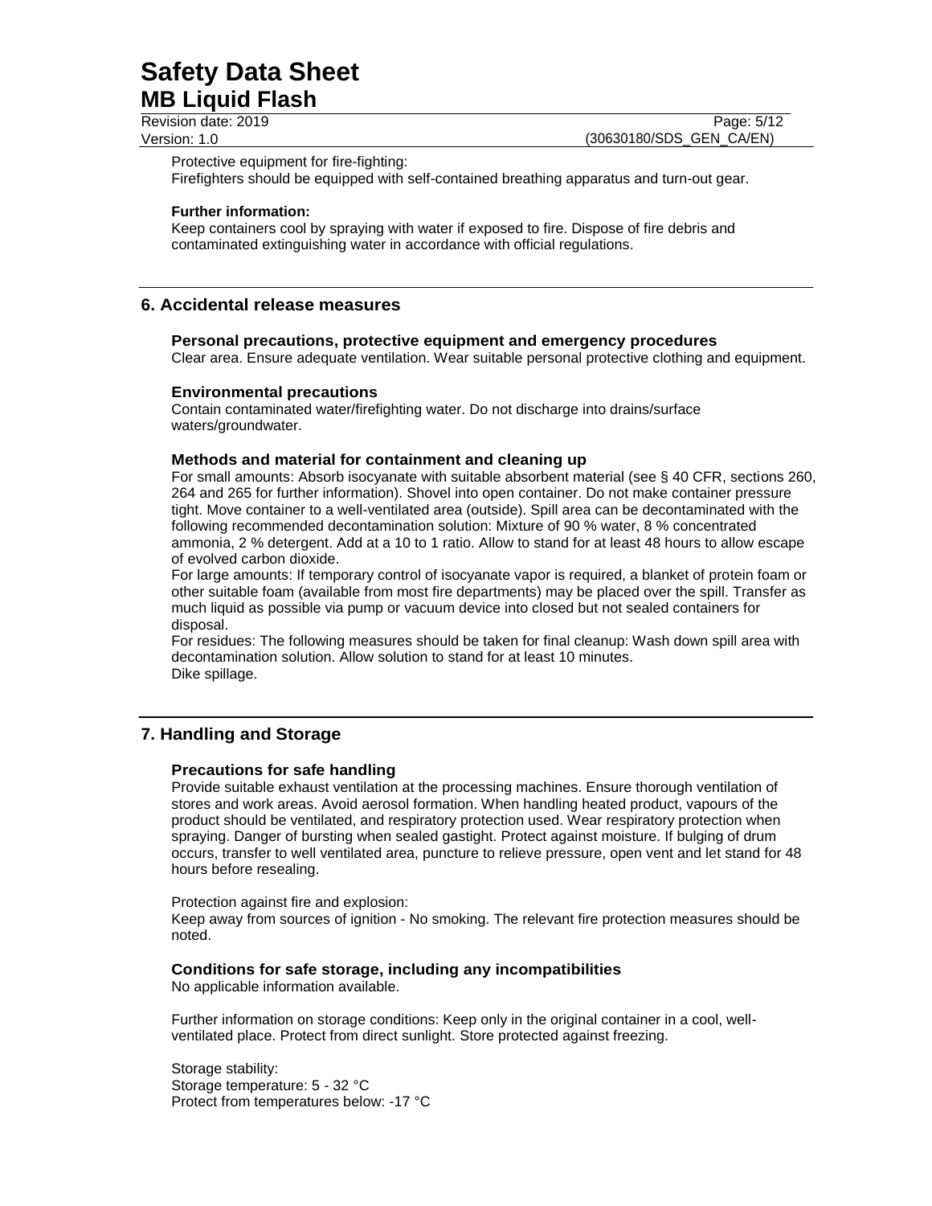Protective equipment for fire-fighting:
Firefighters should be equipped with self-contained breathing apparatus and turn-out gear.

**Further information:**
Keep containers cool by spraying with water if exposed to fire. Dispose of fire debris and contaminated extinguishing water in accordance with official regulations.

## 6. Accidental release measures

### Personal precautions, protective equipment and emergency procedures

Clear area. Ensure adequate ventilation. Wear suitable personal protective clothing and equipment.

### Environmental precautions

Contain contaminated water/firefighting water. Do not discharge into drains/surface waters/groundwater.

### Methods and material for containment and cleaning up

For small amounts: Absorb isocyanate with suitable absorbent material (see § 40 CFR, sections 260, 264 and 265 for further information). Shovel into open container. Do not make container pressure tight. Move container to a well-ventilated area (outside). Spill area can be decontaminated with the following recommended decontamination solution: Mixture of 90 % water, 8 % concentrated ammonia, 2 % detergent. Add at a 10 to 1 ratio. Allow to stand for at least 48 hours to allow escape of evolved carbon dioxide.
For large amounts: If temporary control of isocyanate vapor is required, a blanket of protein foam or other suitable foam (available from most fire departments) may be placed over the spill. Transfer as much liquid as possible via pump or vacuum device into closed but not sealed containers for disposal.
For residues: The following measures should be taken for final cleanup: Wash down spill area with decontamination solution. Allow solution to stand for at least 10 minutes.
Dike spillage.

## 7. Handling and Storage

### Precautions for safe handling

Provide suitable exhaust ventilation at the processing machines. Ensure thorough ventilation of stores and work areas. Avoid aerosol formation. When handling heated product, vapours of the product should be ventilated, and respiratory protection used. Wear respiratory protection when spraying. Danger of bursting when sealed gastight. Protect against moisture. If bulging of drum occurs, transfer to well ventilated area, puncture to relieve pressure, open vent and let stand for 48 hours before resealing.

Protection against fire and explosion:
Keep away from sources of ignition - No smoking. The relevant fire protection measures should be noted.

### Conditions for safe storage, including any incompatibilities

No applicable information available.

Further information on storage conditions: Keep only in the original container in a cool, well-ventilated place. Protect from direct sunlight. Store protected against freezing.

Storage stability:
Storage temperature: 5 - 32 °C
Protect from temperatures below: -17 °C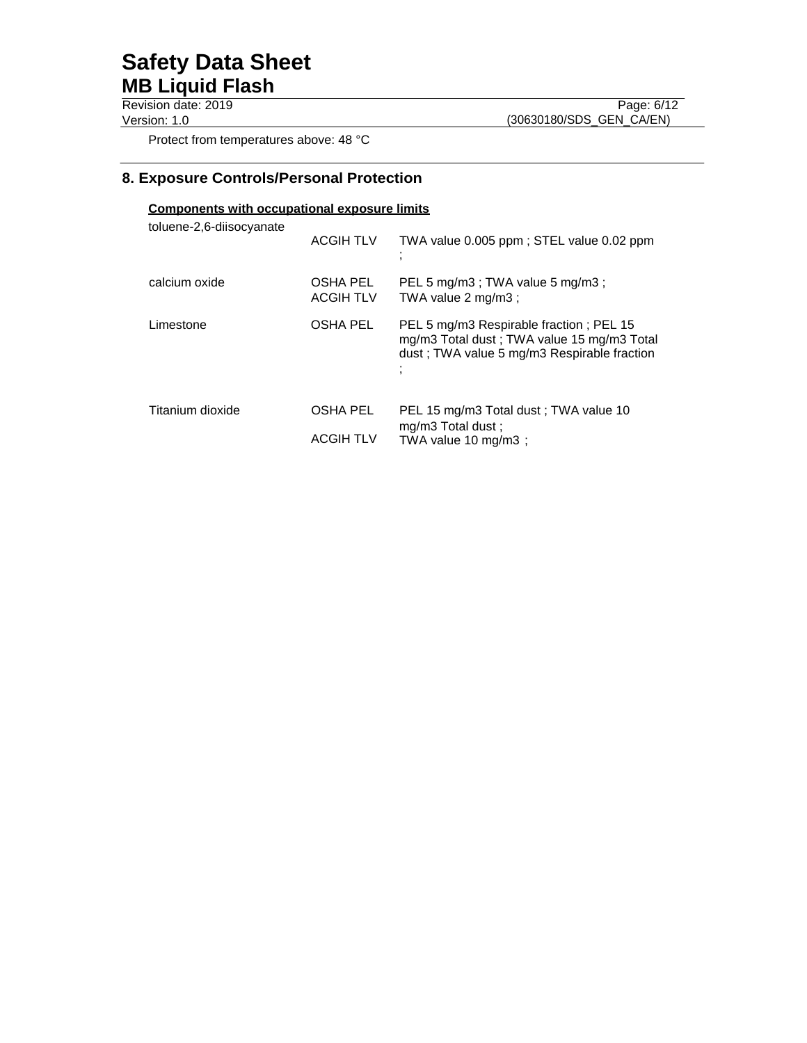Protect from temperatures above: 48 °C

## 8. Exposure Controls/Personal Protection

**Components with occupational exposure limits**

| Component | Basis | Value |
|---|---|---|
| toluene-2,6-diisocyanate | ACGIH TLV | TWA value 0.005 ppm ; STEL value 0.02 ppm ; |
| calcium oxide | OSHA PEL | PEL 5 mg/m3 ; TWA value 5 mg/m3 ; |
| | ACGIH TLV | TWA value 2 mg/m3 ; |
| Limestone | OSHA PEL | PEL 5 mg/m3 Respirable fraction ; PEL 15 mg/m3 Total dust ; TWA value 15 mg/m3 Total dust ; TWA value 5 mg/m3 Respirable fraction ; |
| Titanium dioxide | OSHA PEL | PEL 15 mg/m3 Total dust ; TWA value 10 mg/m3 Total dust ; |
| | ACGIH TLV | TWA value 10 mg/m3 ; |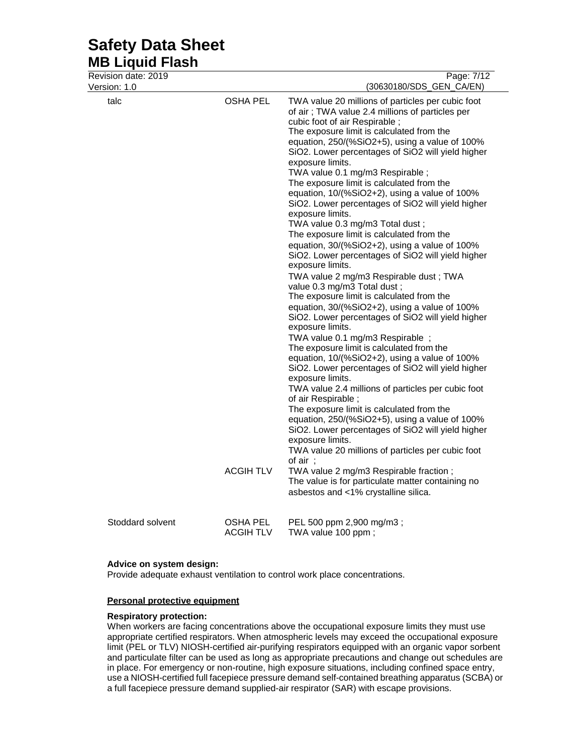| | | |
|---|---|---|
| talc | OSHA PEL | TWA value 20 millions of particles per cubic foot of air ; TWA value 2.4 millions of particles per cubic foot of air Respirable ;<br>The exposure limit is calculated from the equation, 250/(%SiO2+5), using a value of 100% SiO2. Lower percentages of SiO2 will yield higher exposure limits.<br>TWA value 0.1 mg/m3 Respirable ;<br>The exposure limit is calculated from the equation, 10/(%SiO2+2), using a value of 100% SiO2. Lower percentages of SiO2 will yield higher exposure limits.<br>TWA value 0.3 mg/m3 Total dust ;<br>The exposure limit is calculated from the equation, 30/(%SiO2+2), using a value of 100% SiO2. Lower percentages of SiO2 will yield higher exposure limits.<br>TWA value 2 mg/m3 Respirable dust ; TWA value 0.3 mg/m3 Total dust ;<br>The exposure limit is calculated from the equation, 30/(%SiO2+2), using a value of 100% SiO2. Lower percentages of SiO2 will yield higher exposure limits.<br>TWA value 0.1 mg/m3 Respirable ;<br>The exposure limit is calculated from the equation, 10/(%SiO2+2), using a value of 100% SiO2. Lower percentages of SiO2 will yield higher exposure limits.<br>TWA value 2.4 millions of particles per cubic foot of air Respirable ;<br>The exposure limit is calculated from the equation, 250/(%SiO2+5), using a value of 100% SiO2. Lower percentages of SiO2 will yield higher exposure limits.<br>TWA value 20 millions of particles per cubic foot of air ; |
| | ACGIH TLV | TWA value 2 mg/m3 Respirable fraction ;<br>The value is for particulate matter containing no asbestos and <1% crystalline silica. |
| Stoddard solvent | OSHA PEL | PEL 500 ppm 2,900 mg/m3 ; |
| | ACGIH TLV | TWA value 100 ppm ; |

**Advice on system design:**
Provide adequate exhaust ventilation to control work place concentrations.

**Personal protective equipment**

**Respiratory protection:**
When workers are facing concentrations above the occupational exposure limits they must use appropriate certified respirators. When atmospheric levels may exceed the occupational exposure limit (PEL or TLV) NIOSH-certified air-purifying respirators equipped with an organic vapor sorbent and particulate filter can be used as long as appropriate precautions and change out schedules are in place. For emergency or non-routine, high exposure situations, including confined space entry, use a NIOSH-certified full facepiece pressure demand self-contained breathing apparatus (SCBA) or a full facepiece pressure demand supplied-air respirator (SAR) with escape provisions.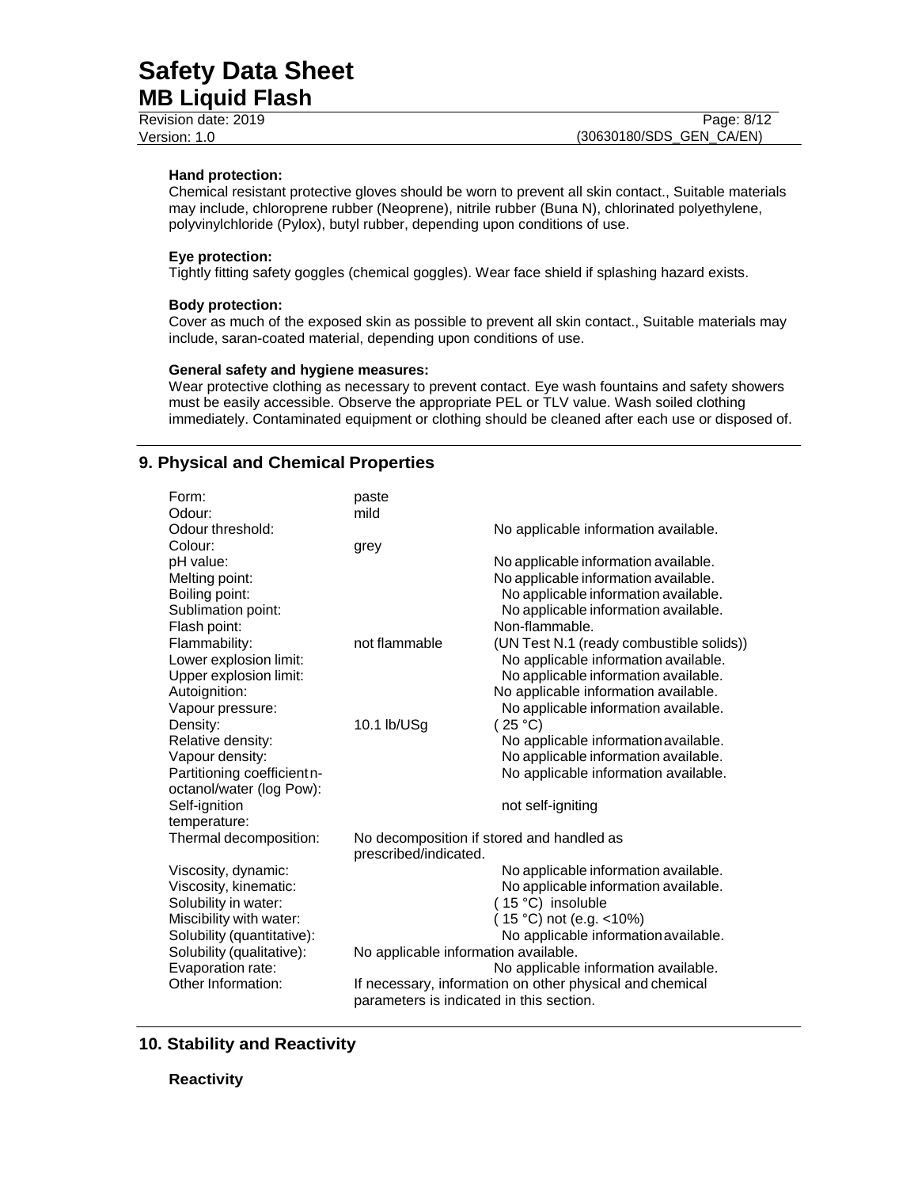**Hand protection:**

Chemical resistant protective gloves should be worn to prevent all skin contact., Suitable materials may include, chloroprene rubber (Neoprene), nitrile rubber (Buna N), chlorinated polyethylene, polyvinylchloride (Pylox), butyl rubber, depending upon conditions of use.

**Eye protection:**

Tightly fitting safety goggles (chemical goggles). Wear face shield if splashing hazard exists.

**Body protection:**

Cover as much of the exposed skin as possible to prevent all skin contact., Suitable materials may include, saran-coated material, depending upon conditions of use.

**General safety and hygiene measures:**

Wear protective clothing as necessary to prevent contact. Eye wash fountains and safety showers must be easily accessible. Observe the appropriate PEL or TLV value. Wash soiled clothing immediately. Contaminated equipment or clothing should be cleaned after each use or disposed of.

## 9. Physical and Chemical Properties

| | | |
|---|---|---|
| Form: | paste | |
| Odour: | mild | |
| Odour threshold: | | No applicable information available. |
| Colour: | grey | |
| pH value: | | No applicable information available. |
| Melting point: | | No applicable information available. |
| Boiling point: | | No applicable information available. |
| Sublimation point: | | No applicable information available. |
| Flash point: | | Non-flammable. |
| Flammability: | not flammable | (UN Test N.1 (ready combustible solids)) |
| Lower explosion limit: | | No applicable information available. |
| Upper explosion limit: | | No applicable information available. |
| Autoignition: | | No applicable information available. |
| Vapour pressure: | | No applicable information available. |
| Density: | 10.1 lb/USg | ( 25 °C) |
| Relative density: | | No applicable information available. |
| Vapour density: | | No applicable information available. |
| Partitioning coefficient n-octanol/water (log Pow): | | No applicable information available. |
| Self-ignition temperature: | | not self-igniting |
| Thermal decomposition: | No decomposition if stored and handled as prescribed/indicated. | |
| Viscosity, dynamic: | | No applicable information available. |
| Viscosity, kinematic: | | No applicable information available. |
| Solubility in water: | | ( 15 °C) insoluble |
| Miscibility with water: | | ( 15 °C) not (e.g. <10%) |
| Solubility (quantitative): | | No applicable information available. |
| Solubility (qualitative): | No applicable information available. | |
| Evaporation rate: | | No applicable information available. |
| Other Information: | If necessary, information on other physical and chemical parameters is indicated in this section. | |

## 10. Stability and Reactivity

**Reactivity**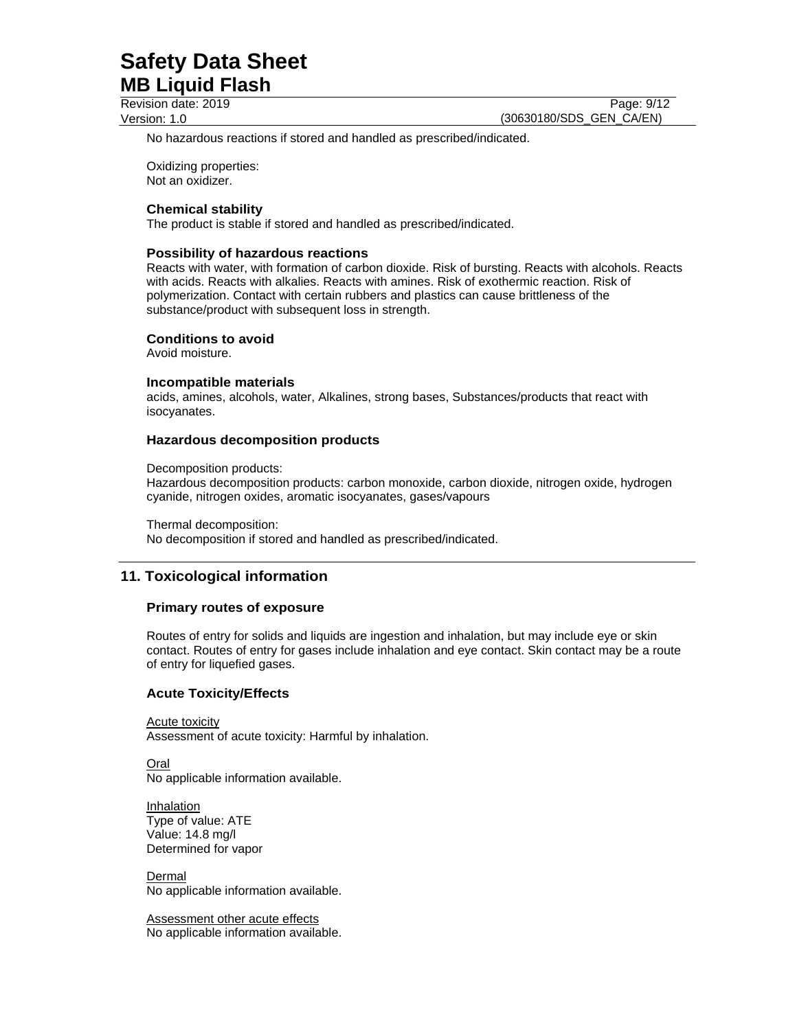No hazardous reactions if stored and handled as prescribed/indicated.

Oxidizing properties:
Not an oxidizer.

### Chemical stability

The product is stable if stored and handled as prescribed/indicated.

### Possibility of hazardous reactions

Reacts with water, with formation of carbon dioxide. Risk of bursting. Reacts with alcohols. Reacts with acids. Reacts with alkalies. Reacts with amines. Risk of exothermic reaction. Risk of polymerization. Contact with certain rubbers and plastics can cause brittleness of the substance/product with subsequent loss in strength.

### Conditions to avoid

Avoid moisture.

### Incompatible materials

acids, amines, alcohols, water, Alkalines, strong bases, Substances/products that react with isocyanates.

### Hazardous decomposition products

Decomposition products:
Hazardous decomposition products: carbon monoxide, carbon dioxide, nitrogen oxide, hydrogen cyanide, nitrogen oxides, aromatic isocyanates, gases/vapours

Thermal decomposition:
No decomposition if stored and handled as prescribed/indicated.

## 11. Toxicological information

### Primary routes of exposure

Routes of entry for solids and liquids are ingestion and inhalation, but may include eye or skin contact. Routes of entry for gases include inhalation and eye contact. Skin contact may be a route of entry for liquefied gases.

### Acute Toxicity/Effects

Acute toxicity
Assessment of acute toxicity: Harmful by inhalation.

Oral
No applicable information available.

Inhalation
Type of value: ATE
Value: 14.8 mg/l
Determined for vapor

Dermal
No applicable information available.

Assessment other acute effects
No applicable information available.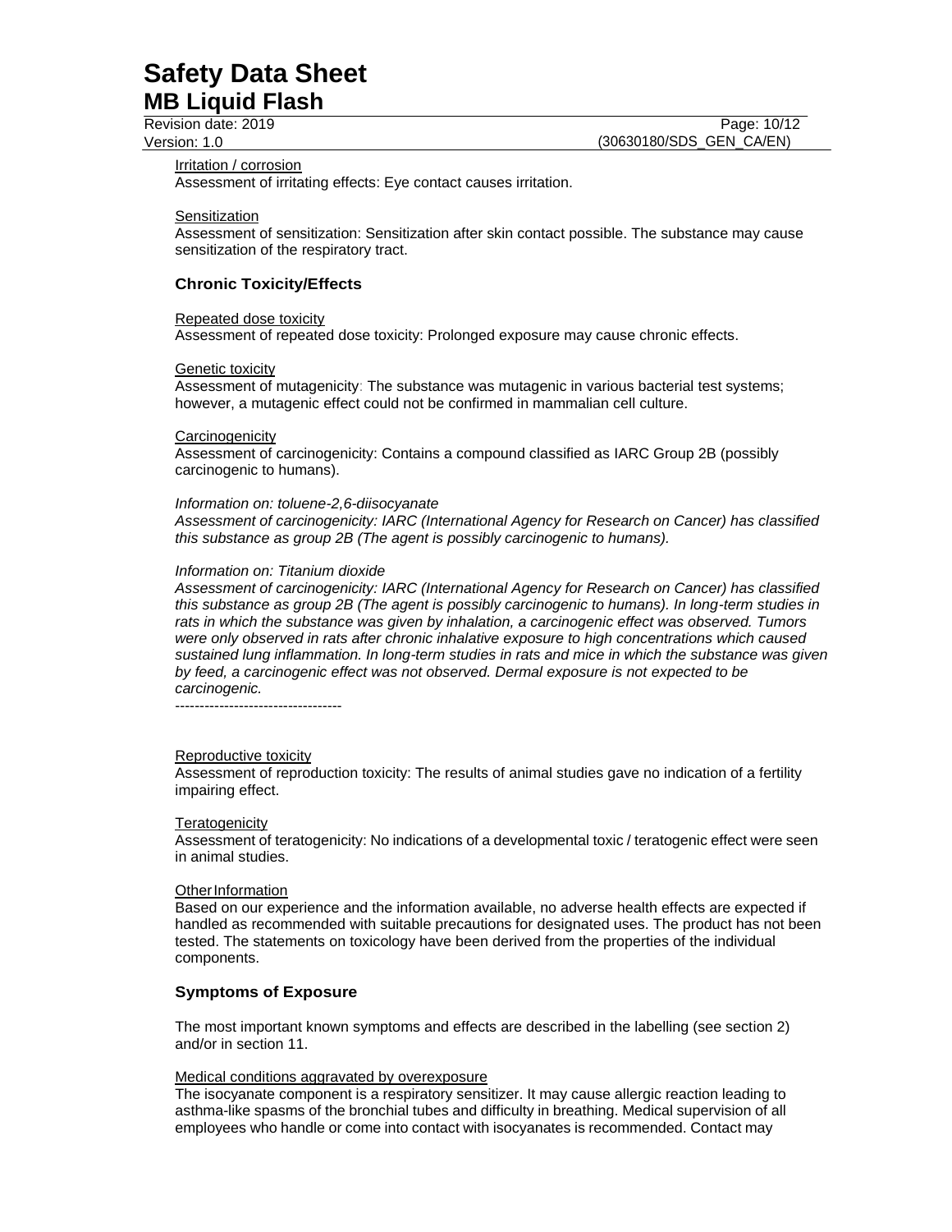Irritation / corrosion

Assessment of irritating effects: Eye contact causes irritation.

Sensitization

Assessment of sensitization: Sensitization after skin contact possible. The substance may cause sensitization of the respiratory tract.

## Chronic Toxicity/Effects

Repeated dose toxicity

Assessment of repeated dose toxicity: Prolonged exposure may cause chronic effects.

Genetic toxicity

Assessment of mutagenicity: The substance was mutagenic in various bacterial test systems; however, a mutagenic effect could not be confirmed in mammalian cell culture.

Carcinogenicity

Assessment of carcinogenicity: Contains a compound classified as IARC Group 2B (possibly carcinogenic to humans).

*Information on: toluene-2,6-diisocyanate*

*Assessment of carcinogenicity: IARC (International Agency for Research on Cancer) has classified this substance as group 2B (The agent is possibly carcinogenic to humans).*

*Information on: Titanium dioxide*

*Assessment of carcinogenicity: IARC (International Agency for Research on Cancer) has classified this substance as group 2B (The agent is possibly carcinogenic to humans). In long-term studies in rats in which the substance was given by inhalation, a carcinogenic effect was observed. Tumors were only observed in rats after chronic inhalative exposure to high concentrations which caused sustained lung inflammation. In long-term studies in rats and mice in which the substance was given by feed, a carcinogenic effect was not observed. Dermal exposure is not expected to be carcinogenic.*

----------------------------------

Reproductive toxicity

Assessment of reproduction toxicity: The results of animal studies gave no indication of a fertility impairing effect.

Teratogenicity

Assessment of teratogenicity: No indications of a developmental toxic / teratogenic effect were seen in animal studies.

Other Information

Based on our experience and the information available, no adverse health effects are expected if handled as recommended with suitable precautions for designated uses. The product has not been tested. The statements on toxicology have been derived from the properties of the individual components.

## Symptoms of Exposure

The most important known symptoms and effects are described in the labelling (see section 2) and/or in section 11.

Medical conditions aggravated by overexposure

The isocyanate component is a respiratory sensitizer. It may cause allergic reaction leading to asthma-like spasms of the bronchial tubes and difficulty in breathing. Medical supervision of all employees who handle or come into contact with isocyanates is recommended. Contact may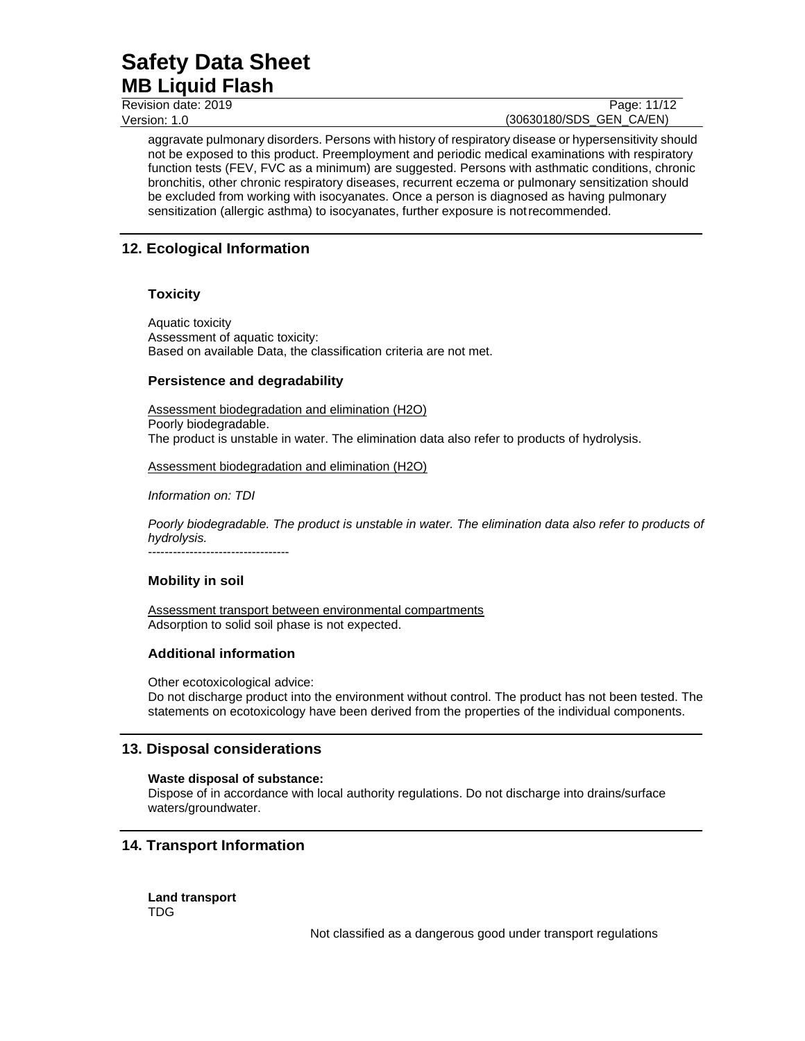aggravate pulmonary disorders. Persons with history of respiratory disease or hypersensitivity should not be exposed to this product. Preemployment and periodic medical examinations with respiratory function tests (FEV, FVC as a minimum) are suggested. Persons with asthmatic conditions, chronic bronchitis, other chronic respiratory diseases, recurrent eczema or pulmonary sensitization should be excluded from working with isocyanates. Once a person is diagnosed as having pulmonary sensitization (allergic asthma) to isocyanates, further exposure is not recommended.

## 12. Ecological Information

### Toxicity

Aquatic toxicity
Assessment of aquatic toxicity:
Based on available Data, the classification criteria are not met.

### Persistence and degradability

Assessment biodegradation and elimination ($H_2O$)
Poorly biodegradable.
The product is unstable in water. The elimination data also refer to products of hydrolysis.

Assessment biodegradation and elimination ($H_2O$)

*Information on: TDI*

*Poorly biodegradable. The product is unstable in water. The elimination data also refer to products of hydrolysis.*
----------------------------------

### Mobility in soil

Assessment transport between environmental compartments
Adsorption to solid soil phase is not expected.

### Additional information

Other ecotoxicological advice:
Do not discharge product into the environment without control. The product has not been tested. The statements on ecotoxicology have been derived from the properties of the individual components.

## 13. Disposal considerations

**Waste disposal of substance:**
Dispose of in accordance with local authority regulations. Do not discharge into drains/surface waters/groundwater.

## 14. Transport Information

**Land transport**
TDG

Not classified as a dangerous good under transport regulations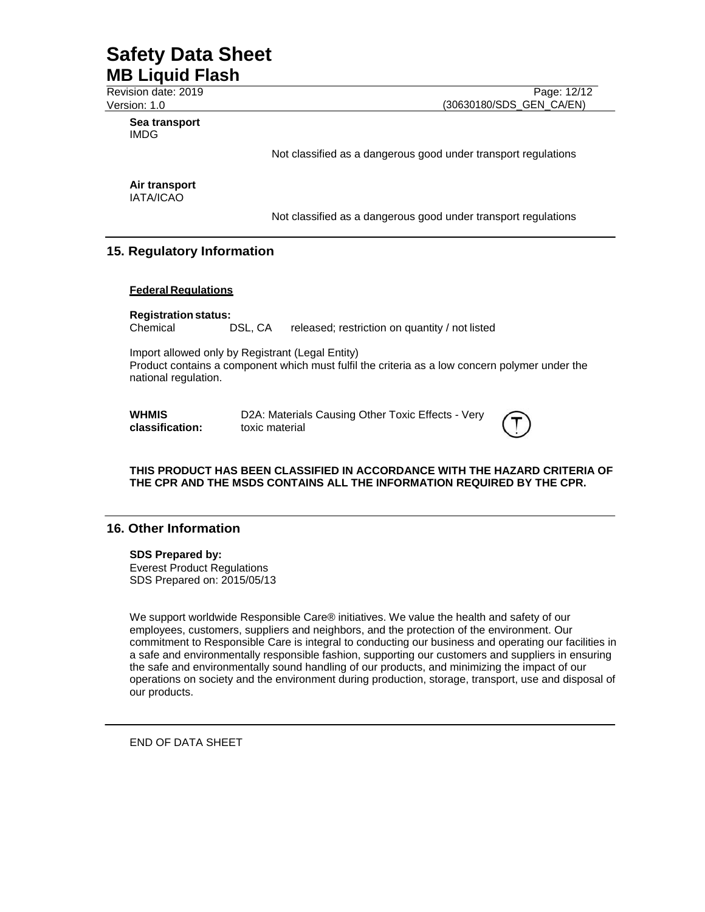**Sea transport**
IMDG

Not classified as a dangerous good under transport regulations

**Air transport**
IATA/ICAO

Not classified as a dangerous good under transport regulations

## 15. Regulatory Information

**Federal Regulations**

**Registration status:**

| | | |
|---|---|---|
| Chemical | DSL, CA | released; restriction on quantity / not listed |

Import allowed only by Registrant (Legal Entity)
Product contains a component which must fulfil the criteria as a low concern polymer under the national regulation.

| | |
|---|---|
| **WHMIS classification:** | D2A: Materials Causing Other Toxic Effects - Very toxic material |

**THIS PRODUCT HAS BEEN CLASSIFIED IN ACCORDANCE WITH THE HAZARD CRITERIA OF THE CPR AND THE MSDS CONTAINS ALL THE INFORMATION REQUIRED BY THE CPR.**

## 16. Other Information

**SDS Prepared by:**
Everest Product Regulations
SDS Prepared on: 2015/05/13

We support worldwide Responsible Care® initiatives. We value the health and safety of our employees, customers, suppliers and neighbors, and the protection of the environment. Our commitment to Responsible Care is integral to conducting our business and operating our facilities in a safe and environmentally responsible fashion, supporting our customers and suppliers in ensuring the safe and environmentally sound handling of our products, and minimizing the impact of our operations on society and the environment during production, storage, transport, use and disposal of our products.

END OF DATA SHEET